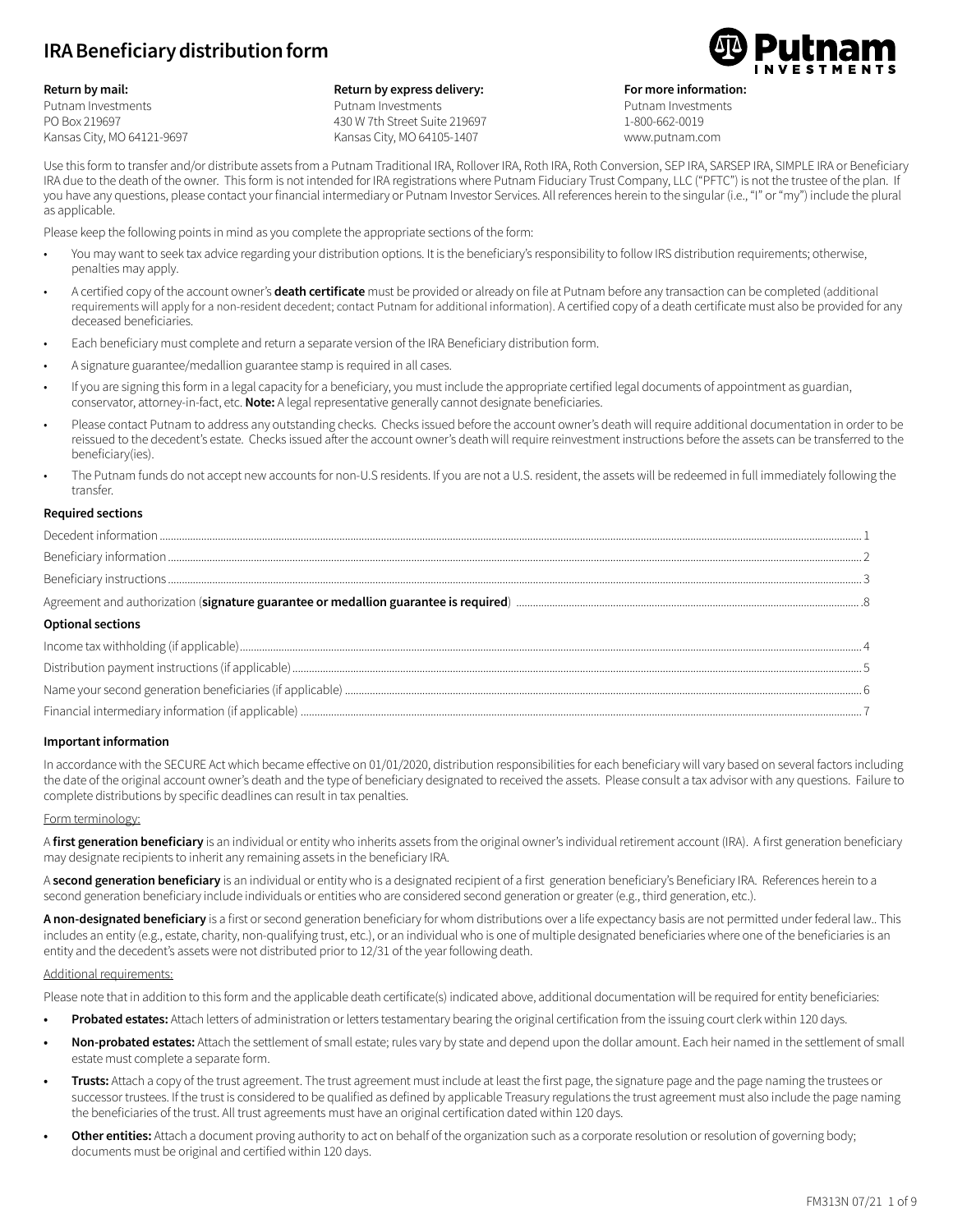# IRA Beneficiary distribution form

**Return by mail:**
Putnam Investments
PO Box 219697
Kansas City, MO 64121-9697

**Return by express delivery:**
Putnam Investments
430 W 7th Street Suite 219697
Kansas City, MO 64105-1407

**For more information:**
Putnam Investments
1-800-662-0019
www.putnam.com

Use this form to transfer and/or distribute assets from a Putnam Traditional IRA, Rollover IRA, Roth IRA, Roth Conversion, SEP IRA, SARSEP IRA, SIMPLE IRA or Beneficiary IRA due to the death of the owner. This form is not intended for IRA registrations where Putnam Fiduciary Trust Company, LLC ("PFTC") is not the trustee of the plan. If you have any questions, please contact your financial intermediary or Putnam Investor Services. All references herein to the singular (i.e., "I" or "my") include the plural as applicable.

Please keep the following points in mind as you complete the appropriate sections of the form:

- You may want to seek tax advice regarding your distribution options. It is the beneficiary's responsibility to follow IRS distribution requirements; otherwise, penalties may apply.
- A certified copy of the account owner's **death certificate** must be provided or already on file at Putnam before any transaction can be completed (additional requirements will apply for a non-resident decedent; contact Putnam for additional information). A certified copy of a death certificate must also be provided for any deceased beneficiaries.
- Each beneficiary must complete and return a separate version of the IRA Beneficiary distribution form.
- A signature guarantee/medallion guarantee stamp is required in all cases.
- If you are signing this form in a legal capacity for a beneficiary, you must include the appropriate certified legal documents of appointment as guardian, conservator, attorney-in-fact, etc. **Note:** A legal representative generally cannot designate beneficiaries.
- Please contact Putnam to address any outstanding checks. Checks issued before the account owner's death will require additional documentation in order to be reissued to the decedent's estate. Checks issued after the account owner's death will require reinvestment instructions before the assets can be transferred to the beneficiary(ies).
- The Putnam funds do not accept new accounts for non-U.S residents. If you are not a U.S. resident, the assets will be redeemed in full immediately following the transfer.

**Required sections**

Decedent information ........ 1
Beneficiary information ........ 2
Beneficiary instructions ........ 3
Agreement and authorization (**signature guarantee or medallion guarantee is required**) ........ 8

**Optional sections**

Income tax withholding (if applicable) ........ 4
Distribution payment instructions (if applicable) ........ 5
Name your second generation beneficiaries (if applicable) ........ 6
Financial intermediary information (if applicable) ........ 7

**Important information**

In accordance with the SECURE Act which became effective on 01/01/2020, distribution responsibilities for each beneficiary will vary based on several factors including the date of the original account owner's death and the type of beneficiary designated to received the assets. Please consult a tax advisor with any questions. Failure to complete distributions by specific deadlines can result in tax penalties.

Form terminology:

A **first generation beneficiary** is an individual or entity who inherits assets from the original owner's individual retirement account (IRA). A first generation beneficiary may designate recipients to inherit any remaining assets in the beneficiary IRA.

A **second generation beneficiary** is an individual or entity who is a designated recipient of a first generation beneficiary's Beneficiary IRA. References herein to a second generation beneficiary include individuals or entities who are considered second generation or greater (e.g., third generation, etc.).

**A non-designated beneficiary** is a first or second generation beneficiary for whom distributions over a life expectancy basis are not permitted under federal law.. This includes an entity (e.g., estate, charity, non-qualifying trust, etc.), or an individual who is one of multiple designated beneficiaries where one of the beneficiaries is an entity and the decedent's assets were not distributed prior to 12/31 of the year following death.

Additional requirements:

Please note that in addition to this form and the applicable death certificate(s) indicated above, additional documentation will be required for entity beneficiaries:

- **Probated estates:** Attach letters of administration or letters testamentary bearing the original certification from the issuing court clerk within 120 days.
- **Non-probated estates:** Attach the settlement of small estate; rules vary by state and depend upon the dollar amount. Each heir named in the settlement of small estate must complete a separate form.
- **Trusts:** Attach a copy of the trust agreement. The trust agreement must include at least the first page, the signature page and the page naming the trustees or successor trustees. If the trust is considered to be qualified as defined by applicable Treasury regulations the trust agreement must also include the page naming the beneficiaries of the trust. All trust agreements must have an original certification dated within 120 days.
- **Other entities:** Attach a document proving authority to act on behalf of the organization such as a corporate resolution or resolution of governing body; documents must be original and certified within 120 days.

FM313N 07/21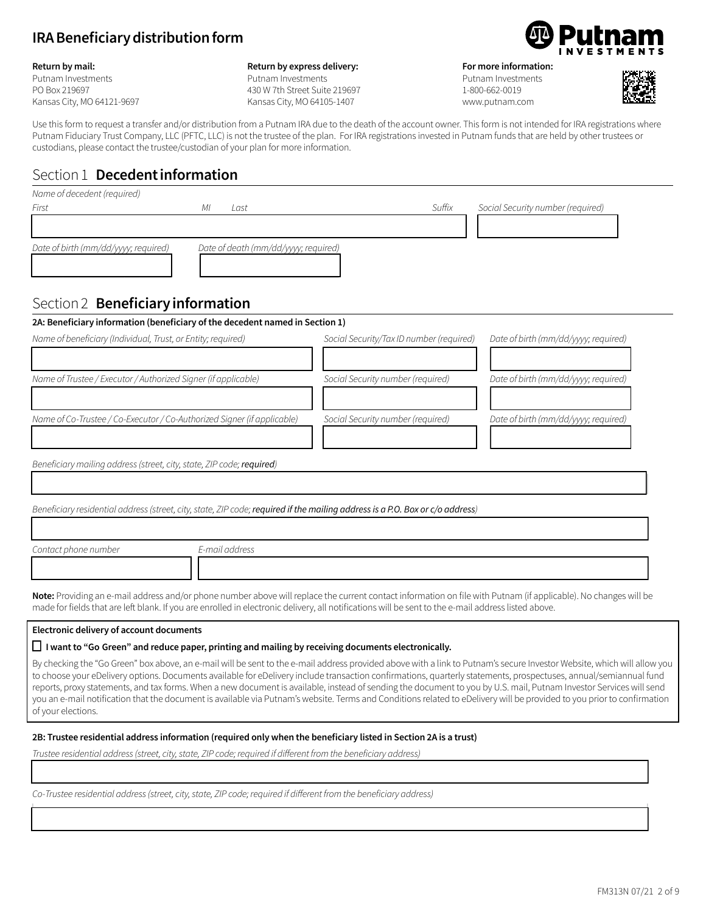# IRA Beneficiary distribution form

**Return by mail:**
Putnam Investments
PO Box 219697
Kansas City, MO 64121-9697

**Return by express delivery:**
Putnam Investments
430 W 7th Street Suite 219697
Kansas City, MO 64105-1407

**For more information:**
Putnam Investments
1-800-662-0019
www.putnam.com

Use this form to request a transfer and/or distribution from a Putnam IRA due to the death of the account owner. This form is not intended for IRA registrations where Putnam Fiduciary Trust Company, LLC (PFTC, LLC) is not the trustee of the plan. For IRA registrations invested in Putnam funds that are held by other trustees or custodians, please contact the trustee/custodian of your plan for more information.

## Section 1 **Decedent information**

*Name of decedent (required)*

| *First* | *MI* | *Last* | *Suffix* | *Social Security number (required)* |
|---|---|---|---|---|
| | | | | |

| *Date of birth (mm/dd/yyyy; required)* | *Date of death (mm/dd/yyyy; required)* |
|---|---|
| | |

## Section 2 **Beneficiary information**

**2A: Beneficiary information (beneficiary of the decedent named in Section 1)**

| *Name of beneficiary (Individual, Trust, or Entity; required)* | *Social Security/Tax ID number (required)* | *Date of birth (mm/dd/yyyy; required)* |
|---|---|---|
| | | |
| *Name of Trustee / Executor / Authorized Signer (if applicable)* | *Social Security number (required)* | *Date of birth (mm/dd/yyyy; required)* |
| | | |
| *Name of Co-Trustee / Co-Executor / Co-Authorized Signer (if applicable)* | *Social Security number (required)* | *Date of birth (mm/dd/yyyy; required)* |
| | | |

*Beneficiary mailing address (street, city, state, ZIP code;* ***required****)*

*Beneficiary residential address (street, city, state, ZIP code;* ***required if the mailing address is a P.O. Box or c/o address****)*

| *Contact phone number* | *E-mail address* |
|---|---|
| | |

**Note:** Providing an e-mail address and/or phone number above will replace the current contact information on file with Putnam (if applicable). No changes will be made for fields that are left blank. If you are enrolled in electronic delivery, all notifications will be sent to the e-mail address listed above.

**Electronic delivery of account documents**

☐ **I want to "Go Green" and reduce paper, printing and mailing by receiving documents electronically.**

By checking the "Go Green" box above, an e-mail will be sent to the e-mail address provided above with a link to Putnam's secure Investor Website, which will allow you to choose your eDelivery options. Documents available for eDelivery include transaction confirmations, quarterly statements, prospectuses, annual/semiannual fund reports, proxy statements, and tax forms. When a new document is available, instead of sending the document to you by U.S. mail, Putnam Investor Services will send you an e-mail notification that the document is available via Putnam's website. Terms and Conditions related to eDelivery will be provided to you prior to confirmation of your elections.

**2B: Trustee residential address information (required only when the beneficiary listed in Section 2A is a trust)**

*Trustee residential address (street, city, state, ZIP code; required if different from the beneficiary address)*

*Co-Trustee residential address (street, city, state, ZIP code; required if different from the beneficiary address)*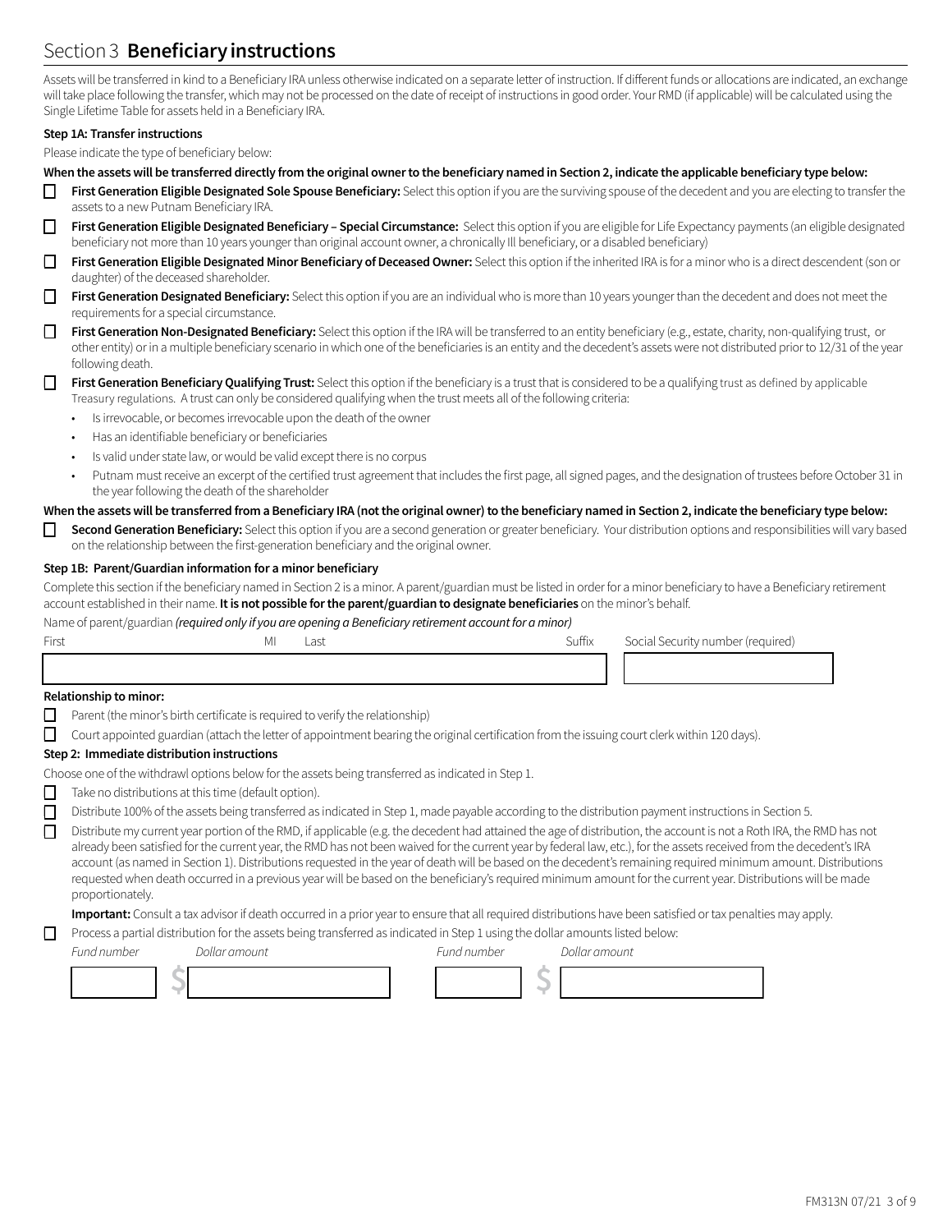## Section 3 **Beneficiary instructions**

Assets will be transferred in kind to a Beneficiary IRA unless otherwise indicated on a separate letter of instruction. If different funds or allocations are indicated, an exchange will take place following the transfer, which may not be processed on the date of receipt of instructions in good order. Your RMD (if applicable) will be calculated using the Single Lifetime Table for assets held in a Beneficiary IRA.

**Step 1A: Transfer instructions**

Please indicate the type of beneficiary below:

**When the assets will be transferred directly from the original owner to the beneficiary named in Section 2, indicate the applicable beneficiary type below:**

- ☐ **First Generation Eligible Designated Sole Spouse Beneficiary:** Select this option if you are the surviving spouse of the decedent and you are electing to transfer the assets to a new Putnam Beneficiary IRA.
- ☐ **First Generation Eligible Designated Beneficiary – Special Circumstance:** Select this option if you are eligible for Life Expectancy payments (an eligible designated beneficiary not more than 10 years younger than original account owner, a chronically Ill beneficiary, or a disabled beneficiary)
- ☐ **First Generation Eligible Designated Minor Beneficiary of Deceased Owner:** Select this option if the inherited IRA is for a minor who is a direct descendent (son or daughter) of the deceased shareholder.
- ☐ **First Generation Designated Beneficiary:** Select this option if you are an individual who is more than 10 years younger than the decedent and does not meet the requirements for a special circumstance.
- ☐ **First Generation Non-Designated Beneficiary:** Select this option if the IRA will be transferred to an entity beneficiary (e.g., estate, charity, non-qualifying trust, or other entity) or in a multiple beneficiary scenario in which one of the beneficiaries is an entity and the decedent's assets were not distributed prior to 12/31 of the year following death.
- ☐ **First Generation Beneficiary Qualifying Trust:** Select this option if the beneficiary is a trust that is considered to be a qualifying trust as defined by applicable Treasury regulations. A trust can only be considered qualifying when the trust meets all of the following criteria:
  - Is irrevocable, or becomes irrevocable upon the death of the owner
  - Has an identifiable beneficiary or beneficiaries
  - Is valid under state law, or would be valid except there is no corpus
  - Putnam must receive an excerpt of the certified trust agreement that includes the first page, all signed pages, and the designation of trustees before October 31 in the year following the death of the shareholder

**When the assets will be transferred from a Beneficiary IRA (not the original owner) to the beneficiary named in Section 2, indicate the beneficiary type below:**

- ☐ **Second Generation Beneficiary:** Select this option if you are a second generation or greater beneficiary. Your distribution options and responsibilities will vary based on the relationship between the first-generation beneficiary and the original owner.

**Step 1B: Parent/Guardian information for a minor beneficiary**

Complete this section if the beneficiary named in Section 2 is a minor. A parent/guardian must be listed in order for a minor beneficiary to have a Beneficiary retirement account established in their name. **It is not possible for the parent/guardian to designate beneficiaries** on the minor's behalf.

Name of parent/guardian *(required only if you are opening a Beneficiary retirement account for a minor)*

| First | MI | Last | Suffix | Social Security number (required) |
|---|---|---|---|---|
| | | | | |

**Relationship to minor:**

- ☐ Parent (the minor's birth certificate is required to verify the relationship)
- ☐ Court appointed guardian (attach the letter of appointment bearing the original certification from the issuing court clerk within 120 days).

**Step 2: Immediate distribution instructions**

Choose one of the withdrawl options below for the assets being transferred as indicated in Step 1.

- ☐ Take no distributions at this time (default option).
- ☐ Distribute 100% of the assets being transferred as indicated in Step 1, made payable according to the distribution payment instructions in Section 5.
- ☐ Distribute my current year portion of the RMD, if applicable (e.g. the decedent had attained the age of distribution, the account is not a Roth IRA, the RMD has not already been satisfied for the current year, the RMD has not been waived for the current year by federal law, etc.), for the assets received from the decedent's IRA account (as named in Section 1). Distributions requested in the year of death will be based on the decedent's remaining required minimum amount. Distributions requested when death occurred in a previous year will be based on the beneficiary's required minimum amount for the current year. Distributions will be made proportionately.

  **Important:** Consult a tax advisor if death occurred in a prior year to ensure that all required distributions have been satisfied or tax penalties may apply.
- ☐ Process a partial distribution for the assets being transferred as indicated in Step 1 using the dollar amounts listed below:

| *Fund number* | *Dollar amount* | *Fund number* | *Dollar amount* |
|---|---|---|---|
| | $ | | $ |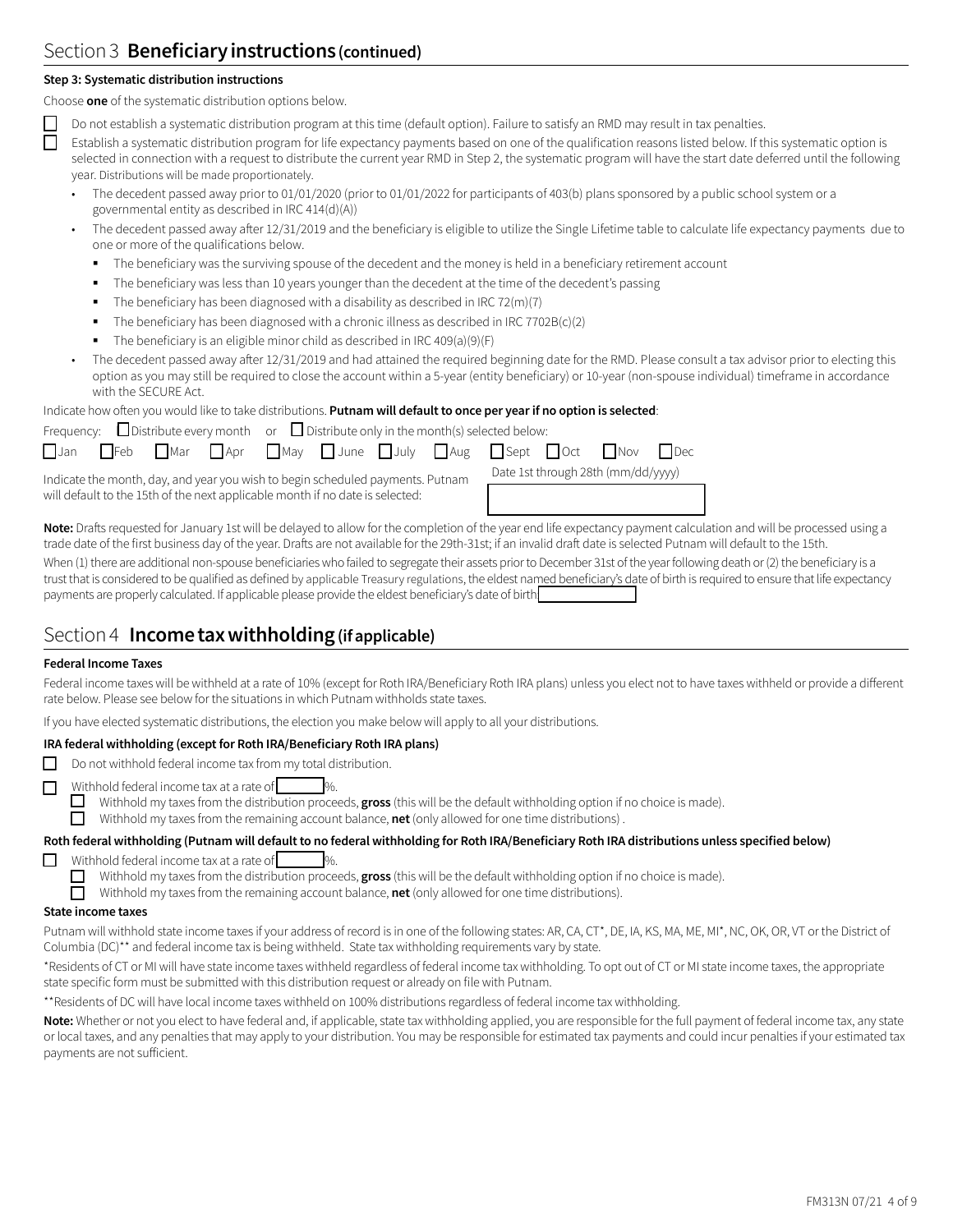## Section 3 **Beneficiary instructions (continued)**

**Step 3: Systematic distribution instructions**

Choose **one** of the systematic distribution options below.

☐ Do not establish a systematic distribution program at this time (default option). Failure to satisfy an RMD may result in tax penalties.

☐ Establish a systematic distribution program for life expectancy payments based on one of the qualification reasons listed below. If this systematic option is selected in connection with a request to distribute the current year RMD in Step 2, the systematic program will have the start date deferred until the following year. Distributions will be made proportionately.

- The decedent passed away prior to 01/01/2020 (prior to 01/01/2022 for participants of 403(b) plans sponsored by a public school system or a governmental entity as described in IRC 414(d)(A))
- The decedent passed away after 12/31/2019 and the beneficiary is eligible to utilize the Single Lifetime table to calculate life expectancy payments due to one or more of the qualifications below.
  - The beneficiary was the surviving spouse of the decedent and the money is held in a beneficiary retirement account
  - The beneficiary was less than 10 years younger than the decedent at the time of the decedent's passing
  - The beneficiary has been diagnosed with a disability as described in IRC 72(m)(7)
  - The beneficiary has been diagnosed with a chronic illness as described in IRC 7702B(c)(2)
  - The beneficiary is an eligible minor child as described in IRC 409(a)(9)(F)
- The decedent passed away after 12/31/2019 and had attained the required beginning date for the RMD. Please consult a tax advisor prior to electing this option as you may still be required to close the account within a 5-year (entity beneficiary) or 10-year (non-spouse individual) timeframe in accordance with the SECURE Act.

Indicate how often you would like to take distributions. **Putnam will default to once per year if no option is selected**:

Frequency: ☐ Distribute every month or ☐ Distribute only in the month(s) selected below:

☐ Jan ☐ Feb ☐ Mar ☐ Apr ☐ May ☐ June ☐ July ☐ Aug ☐ Sept ☐ Oct ☐ Nov ☐ Dec

Indicate the month, day, and year you wish to begin scheduled payments. Putnam will default to the 15th of the next applicable month if no date is selected:

Date 1st through 28th (mm/dd/yyyy) ____________________

**Note:** Drafts requested for January 1st will be delayed to allow for the completion of the year end life expectancy payment calculation and will be processed using a trade date of the first business day of the year. Drafts are not available for the 29th-31st; if an invalid draft date is selected Putnam will default to the 15th.

When (1) there are additional non-spouse beneficiaries who failed to segregate their assets prior to December 31st of the year following death or (2) the beneficiary is a trust that is considered to be qualified as defined by applicable Treasury regulations, the eldest named beneficiary's date of birth is required to ensure that life expectancy payments are properly calculated. If applicable please provide the eldest beneficiary's date of birth ____________

## Section 4 **Income tax withholding (if applicable)**

**Federal Income Taxes**

Federal income taxes will be withheld at a rate of 10% (except for Roth IRA/Beneficiary Roth IRA plans) unless you elect not to have taxes withheld or provide a different rate below. Please see below for the situations in which Putnam withholds state taxes.

If you have elected systematic distributions, the election you make below will apply to all your distributions.

**IRA federal withholding (except for Roth IRA/Beneficiary Roth IRA plans)**

☐ Do not withhold federal income tax from my total distribution.

☐ Withhold federal income tax at a rate of ______%.
  - ☐ Withhold my taxes from the distribution proceeds, **gross** (this will be the default withholding option if no choice is made).
  - ☐ Withhold my taxes from the remaining account balance, **net** (only allowed for one time distributions) .

**Roth federal withholding (Putnam will default to no federal withholding for Roth IRA/Beneficiary Roth IRA distributions unless specified below)**

☐ Withhold federal income tax at a rate of ______%.
  - ☐ Withhold my taxes from the distribution proceeds, **gross** (this will be the default withholding option if no choice is made).
  - ☐ Withhold my taxes from the remaining account balance, **net** (only allowed for one time distributions).

**State income taxes**

Putnam will withhold state income taxes if your address of record is in one of the following states: AR, CA, CT*, DE, IA, KS, MA, ME, MI*, NC, OK, OR, VT or the District of Columbia (DC)** and federal income tax is being withheld. State tax withholding requirements vary by state.

*Residents of CT or MI will have state income taxes withheld regardless of federal income tax withholding. To opt out of CT or MI state income taxes, the appropriate state specific form must be submitted with this distribution request or already on file with Putnam.

**Residents of DC will have local income taxes withheld on 100% distributions regardless of federal income tax withholding.

**Note:** Whether or not you elect to have federal and, if applicable, state tax withholding applied, you are responsible for the full payment of federal income tax, any state or local taxes, and any penalties that may apply to your distribution. You may be responsible for estimated tax payments and could incur penalties if your estimated tax payments are not sufficient.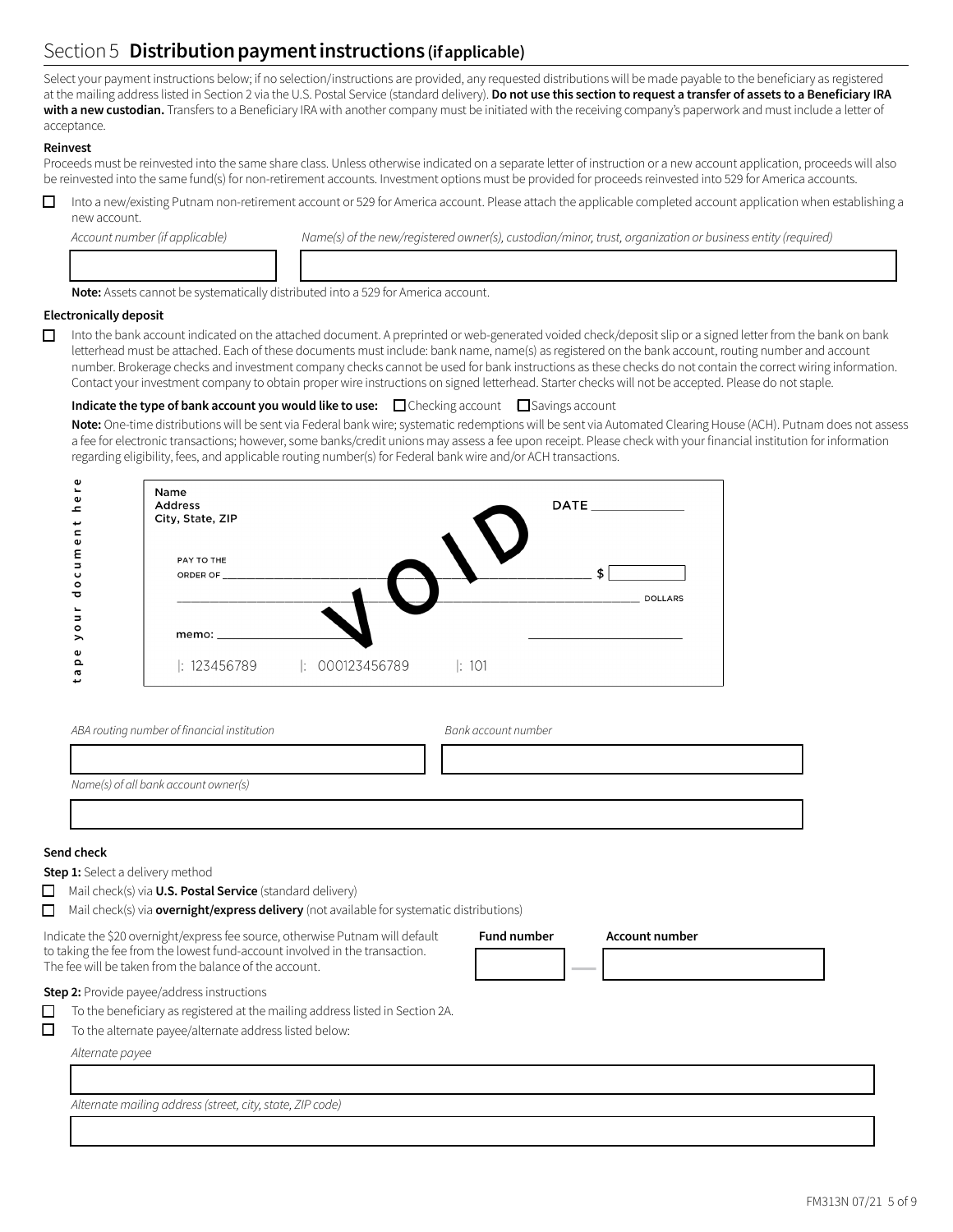## Section 5 **Distribution payment instructions (if applicable)**

Select your payment instructions below; if no selection/instructions are provided, any requested distributions will be made payable to the beneficiary as registered at the mailing address listed in Section 2 via the U.S. Postal Service (standard delivery). **Do not use this section to request a transfer of assets to a Beneficiary IRA with a new custodian.** Transfers to a Beneficiary IRA with another company must be initiated with the receiving company's paperwork and must include a letter of acceptance.

**Reinvest**

Proceeds must be reinvested into the same share class. Unless otherwise indicated on a separate letter of instruction or a new account application, proceeds will also be reinvested into the same fund(s) for non-retirement accounts. Investment options must be provided for proceeds reinvested into 529 for America accounts.

☐ Into a new/existing Putnam non-retirement account or 529 for America account. Please attach the applicable completed account application when establishing a new account.

*Account number (if applicable)*

*Name(s) of the new/registered owner(s), custodian/minor, trust, organization or business entity (required)*

**Note:** Assets cannot be systematically distributed into a 529 for America account.

**Electronically deposit**

☐ Into the bank account indicated on the attached document. A preprinted or web-generated voided check/deposit slip or a signed letter from the bank on bank letterhead must be attached. Each of these documents must include: bank name, name(s) as registered on the bank account, routing number and account number. Brokerage checks and investment company checks cannot be used for bank instructions as these checks do not contain the correct wiring information. Contact your investment company to obtain proper wire instructions on signed letterhead. Starter checks will not be accepted. Please do not staple.

**Indicate the type of bank account you would like to use:** ☐ Checking account ☐ Savings account

**Note:** One-time distributions will be sent via Federal bank wire; systematic redemptions will be sent via Automated Clearing House (ACH). Putnam does not assess a fee for electronic transactions; however, some banks/credit unions may assess a fee upon receipt. Please check with your financial institution for information regarding eligibility, fees, and applicable routing number(s) for Federal bank wire and/or ACH transactions.

tape your document here

Name
Address
City, State, ZIP

DATE ____________

PAY TO THE ORDER OF ______________________________ $

______________________________ DOLLARS

memo: ______________

VOID

|: 123456789 |: 000123456789 |: 101

*ABA routing number of financial institution*

*Bank account number*

*Name(s) of all bank account owner(s)*

**Send check**

**Step 1:** Select a delivery method

☐ Mail check(s) via **U.S. Postal Service** (standard delivery)

☐ Mail check(s) via **overnight/express delivery** (not available for systematic distributions)

Indicate the $20 overnight/express fee source, otherwise Putnam will default to taking the fee from the lowest fund-account involved in the transaction. The fee will be taken from the balance of the account.

**Fund number** — **Account number**

**Step 2:** Provide payee/address instructions

☐ To the beneficiary as registered at the mailing address listed in Section 2A.

☐ To the alternate payee/alternate address listed below:

*Alternate payee*

*Alternate mailing address (street, city, state, ZIP code)*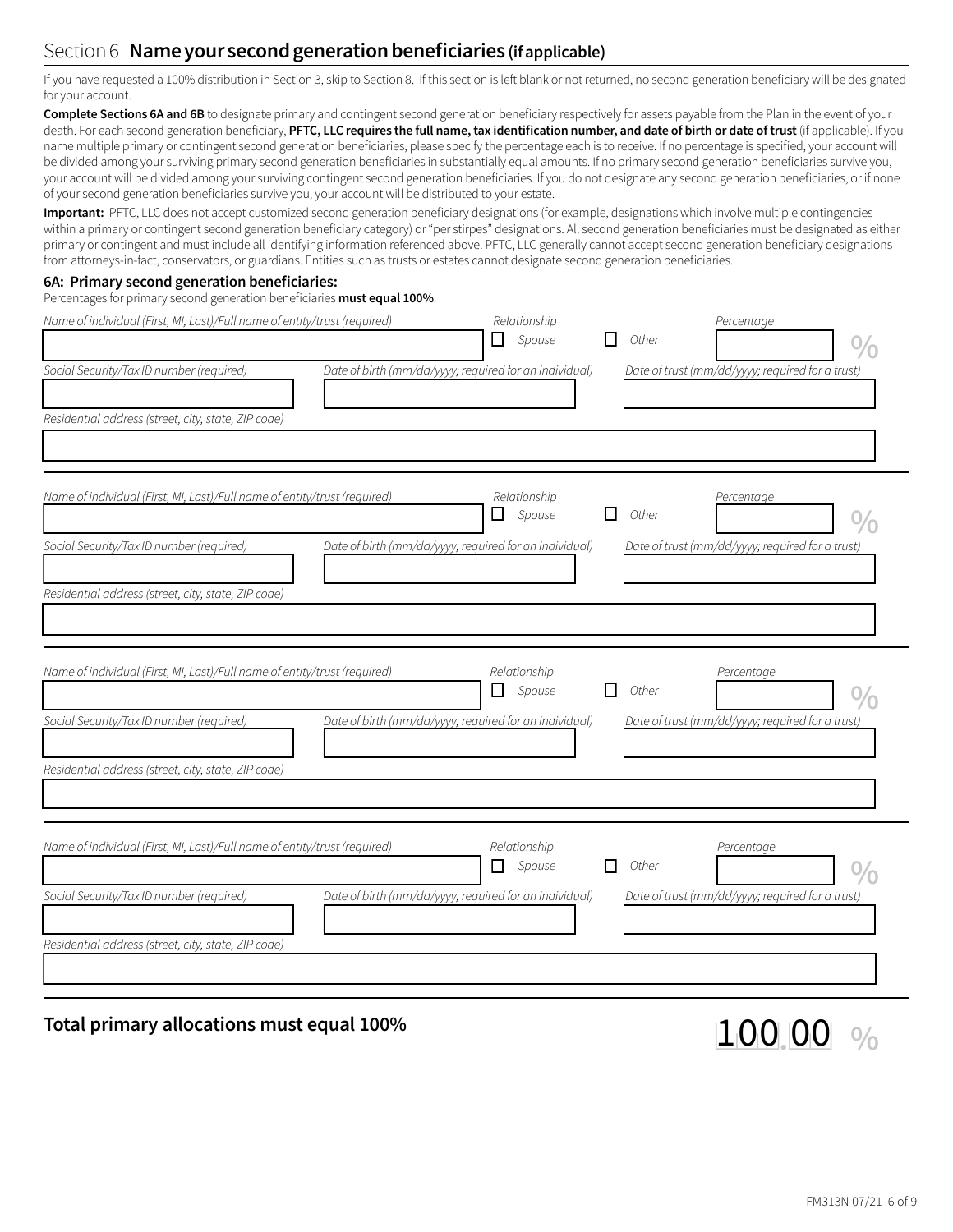## Section 6 **Name your second generation beneficiaries (if applicable)**

If you have requested a 100% distribution in Section 3, skip to Section 8. If this section is left blank or not returned, no second generation beneficiary will be designated for your account.

**Complete Sections 6A and 6B** to designate primary and contingent second generation beneficiary respectively for assets payable from the Plan in the event of your death. For each second generation beneficiary, **PFTC, LLC requires the full name, tax identification number, and date of birth or date of trust** (if applicable). If you name multiple primary or contingent second generation beneficiaries, please specify the percentage each is to receive. If no percentage is specified, your account will be divided among your surviving primary second generation beneficiaries in substantially equal amounts. If no primary second generation beneficiaries survive you, your account will be divided among your surviving contingent second generation beneficiaries. If you do not designate any second generation beneficiaries, or if none of your second generation beneficiaries survive you, your account will be distributed to your estate.

**Important:** PFTC, LLC does not accept customized second generation beneficiary designations (for example, designations which involve multiple contingencies within a primary or contingent second generation beneficiary category) or "per stirpes" designations. All second generation beneficiaries must be designated as either primary or contingent and must include all identifying information referenced above. PFTC, LLC generally cannot accept second generation beneficiary designations from attorneys-in-fact, conservators, or guardians. Entities such as trusts or estates cannot designate second generation beneficiaries.

### 6A: Primary second generation beneficiaries:

Percentages for primary second generation beneficiaries **must equal 100%**.

*Name of individual (First, MI, Last)/Full name of entity/trust (required)* ____________________
*Relationship* ☐ *Spouse* ☐ *Other*
*Percentage* ________ %

*Social Security/Tax ID number (required)* ________
*Date of birth (mm/dd/yyyy; required for an individual)* ________
*Date of trust (mm/dd/yyyy; required for a trust)* ________

*Residential address (street, city, state, ZIP code)* ____________________

---

*Name of individual (First, MI, Last)/Full name of entity/trust (required)* ____________________
*Relationship* ☐ *Spouse* ☐ *Other*
*Percentage* ________ %

*Social Security/Tax ID number (required)* ________
*Date of birth (mm/dd/yyyy; required for an individual)* ________
*Date of trust (mm/dd/yyyy; required for a trust)* ________

*Residential address (street, city, state, ZIP code)* ____________________

---

*Name of individual (First, MI, Last)/Full name of entity/trust (required)* ____________________
*Relationship* ☐ *Spouse* ☐ *Other*
*Percentage* ________ %

*Social Security/Tax ID number (required)* ________
*Date of birth (mm/dd/yyyy; required for an individual)* ________
*Date of trust (mm/dd/yyyy; required for a trust)* ________

*Residential address (street, city, state, ZIP code)* ____________________

---

*Name of individual (First, MI, Last)/Full name of entity/trust (required)* ____________________
*Relationship* ☐ *Spouse* ☐ *Other*
*Percentage* ________ %

*Social Security/Tax ID number (required)* ________
*Date of birth (mm/dd/yyyy; required for an individual)* ________
*Date of trust (mm/dd/yyyy; required for a trust)* ________

*Residential address (street, city, state, ZIP code)* ____________________

---

**Total primary allocations must equal 100%** 100.00 %

FM313N 07/21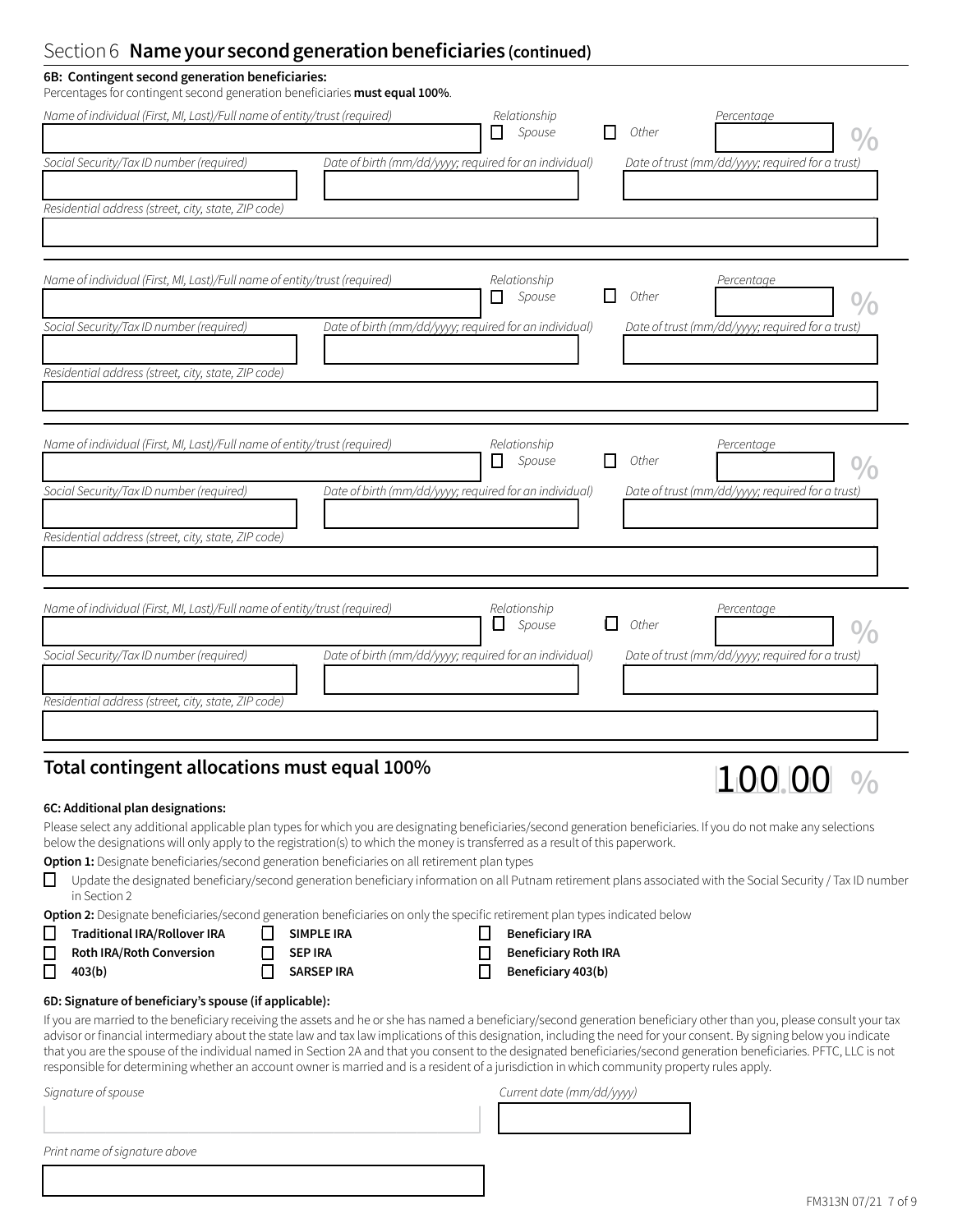## Section 6 **Name your second generation beneficiaries (continued)**

**6B: Contingent second generation beneficiaries:**

Percentages for contingent second generation beneficiaries **must equal 100%**.

*Name of individual (First, MI, Last)/Full name of entity/trust (required)*

*Relationship* ☐ *Spouse* ☐ *Other*

*Percentage* %

*Social Security/Tax ID number (required)*

*Date of birth (mm/dd/yyyy; required for an individual)*

*Date of trust (mm/dd/yyyy; required for a trust)*

*Residential address (street, city, state, ZIP code)*

---

*Name of individual (First, MI, Last)/Full name of entity/trust (required)*

*Relationship* ☐ *Spouse* ☐ *Other*

*Percentage* %

*Social Security/Tax ID number (required)*

*Date of birth (mm/dd/yyyy; required for an individual)*

*Date of trust (mm/dd/yyyy; required for a trust)*

*Residential address (street, city, state, ZIP code)*

---

*Name of individual (First, MI, Last)/Full name of entity/trust (required)*

*Relationship* ☐ *Spouse* ☐ *Other*

*Percentage* %

*Social Security/Tax ID number (required)*

*Date of birth (mm/dd/yyyy; required for an individual)*

*Date of trust (mm/dd/yyyy; required for a trust)*

*Residential address (street, city, state, ZIP code)*

---

*Name of individual (First, MI, Last)/Full name of entity/trust (required)*

*Relationship* ☐ *Spouse* ☐ *Other*

*Percentage* %

*Social Security/Tax ID number (required)*

*Date of birth (mm/dd/yyyy; required for an individual)*

*Date of trust (mm/dd/yyyy; required for a trust)*

*Residential address (street, city, state, ZIP code)*

---

## Total contingent allocations must equal 100%

100.00 %

**6C: Additional plan designations:**

Please select any additional applicable plan types for which you are designating beneficiaries/second generation beneficiaries. If you do not make any selections below the designations will only apply to the registration(s) to which the money is transferred as a result of this paperwork.

**Option 1:** Designate beneficiaries/second generation beneficiaries on all retirement plan types

☐ Update the designated beneficiary/second generation beneficiary information on all Putnam retirement plans associated with the Social Security / Tax ID number in Section 2

**Option 2:** Designate beneficiaries/second generation beneficiaries on only the specific retirement plan types indicated below

☐ **Traditional IRA/Rollover IRA** ☐ **SIMPLE IRA** ☐ **Beneficiary IRA**

☐ **Roth IRA/Roth Conversion** ☐ **SEP IRA** ☐ **Beneficiary Roth IRA**

☐ **403(b)** ☐ **SARSEP IRA** ☐ **Beneficiary 403(b)**

**6D: Signature of beneficiary's spouse (if applicable):**

If you are married to the beneficiary receiving the assets and he or she has named a beneficiary/second generation beneficiary other than you, please consult your tax advisor or financial intermediary about the state law and tax law implications of this designation, including the need for your consent. By signing below you indicate that you are the spouse of the individual named in Section 2A and that you consent to the designated beneficiaries/second generation beneficiaries. PFTC, LLC is not responsible for determining whether an account owner is married and is a resident of a jurisdiction in which community property rules apply.

*Signature of spouse*

*Current date (mm/dd/yyyy)*

*Print name of signature above*

FM313N 07/21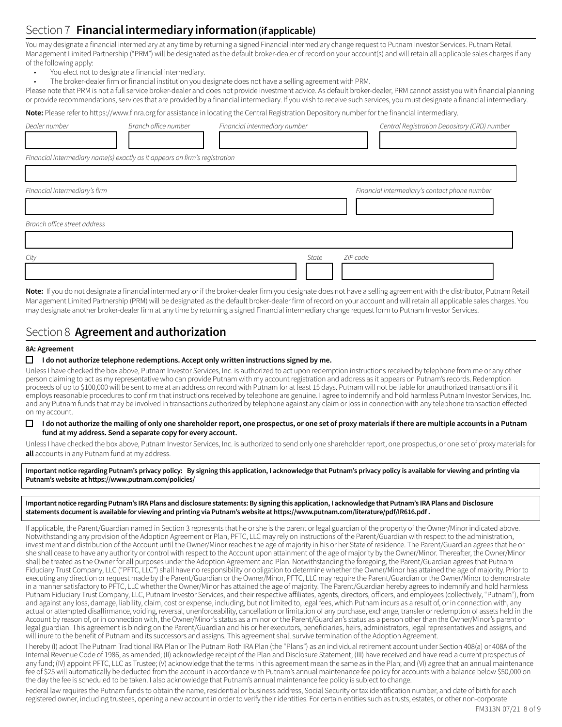## Section 7 **Financial intermediary information (if applicable)**

You may designate a financial intermediary at any time by returning a signed Financial intermediary change request to Putnam Investor Services. Putnam Retail Management Limited Partnership ("PRM") will be designated as the default broker-dealer of record on your account(s) and will retain all applicable sales charges if any of the following apply:

- You elect not to designate a financial intermediary.
- The broker-dealer firm or financial institution you designate does not have a selling agreement with PRM.

Please note that PRM is not a full service broker-dealer and does not provide investment advice. As default broker-dealer, PRM cannot assist you with financial planning or provide recommendations, services that are provided by a financial intermediary. If you wish to receive such services, you must designate a financial intermediary.

**Note:** Please refer to https://www.finra.org for assistance in locating the Central Registration Depository number for the financial intermediary.

*Dealer number* | *Branch office number* | *Financial intermediary number* | *Central Registration Depository (CRD) number*

*Financial intermediary name(s) exactly as it appears on firm's registration*

*Financial intermediary's firm* | *Financial intermediary's contact phone number*

*Branch office street address*

*City* | *State* | *ZIP code*

**Note:** If you do not designate a financial intermediary or if the broker-dealer firm you designate does not have a selling agreement with the distributor, Putnam Retail Management Limited Partnership (PRM) will be designated as the default broker-dealer firm of record on your account and will retain all applicable sales charges. You may designate another broker-dealer firm at any time by returning a signed Financial intermediary change request form to Putnam Investor Services.

## Section 8 **Agreement and authorization**

**8A: Agreement**

☐ **I do not authorize telephone redemptions. Accept only written instructions signed by me.**

Unless I have checked the box above, Putnam Investor Services, Inc. is authorized to act upon redemption instructions received by telephone from me or any other person claiming to act as my representative who can provide Putnam with my account registration and address as it appears on Putnam's records. Redemption proceeds of up to $100,000 will be sent to me at an address on record with Putnam for at least 15 days. Putnam will not be liable for unauthorized transactions if it employs reasonable procedures to confirm that instructions received by telephone are genuine. I agree to indemnify and hold harmless Putnam Investor Services, Inc. and any Putnam funds that may be involved in transactions authorized by telephone against any claim or loss in connection with any telephone transaction effected on my account.

☐ **I do not authorize the mailing of only one shareholder report, one prospectus, or one set of proxy materials if there are multiple accounts in a Putnam fund at my address. Send a separate copy for every account.**

Unless I have checked the box above, Putnam Investor Services, Inc. is authorized to send only one shareholder report, one prospectus, or one set of proxy materials for **all** accounts in any Putnam fund at my address.

**Important notice regarding Putnam's privacy policy: By signing this application, I acknowledge that Putnam's privacy policy is available for viewing and printing via Putnam's website at https://www.putnam.com/policies/**

**Important notice regarding Putnam's IRA Plans and disclosure statements: By signing this application, I acknowledge that Putnam's IRA Plans and Disclosure statements document is available for viewing and printing via Putnam's website at https://www.putnam.com/literature/pdf/IR616.pdf .**

If applicable, the Parent/Guardian named in Section 3 represents that he or she is the parent or legal guardian of the property of the Owner/Minor indicated above. Notwithstanding any provision of the Adoption Agreement or Plan, PFTC, LLC may rely on instructions of the Parent/Guardian with respect to the administration, invest ment and distribution of the Account until the Owner/Minor reaches the age of majority in his or her State of residence. The Parent/Guardian agrees that he or she shall cease to have any authority or control with respect to the Account upon attainment of the age of majority by the Owner/Minor. Thereafter, the Owner/Minor shall be treated as the Owner for all purposes under the Adoption Agreement and Plan. Notwithstanding the foregoing, the Parent/Guardian agrees that Putnam Fiduciary Trust Company, LLC ("PFTC, LLC") shall have no responsibility or obligation to determine whether the Owner/Minor has attained the age of majority. Prior to executing any direction or request made by the Parent/Guardian or the Owner/Minor, PFTC, LLC may require the Parent/Guardian or the Owner/Minor to demonstrate in a manner satisfactory to PFTC, LLC whether the Owner/Minor has attained the age of majority. The Parent/Guardian hereby agrees to indemnify and hold harmless Putnam Fiduciary Trust Company, LLC, Putnam Investor Services, and their respective affiliates, agents, directors, officers, and employees (collectively, "Putnam"), from and against any loss, damage, liability, claim, cost or expense, including, but not limited to, legal fees, which Putnam incurs as a result of, or in connection with, any actual or attempted disaffirmance, voiding, reversal, unenforceability, cancellation or limitation of any purchase, exchange, transfer or redemption of assets held in the Account by reason of, or in connection with, the Owner/Minor's status as a minor or the Parent/Guardian's status as a person other than the Owner/Minor's parent or legal guardian. This agreement is binding on the Parent/Guardian and his or her executors, beneficiaries, heirs, administrators, legal representatives and assigns, and will inure to the benefit of Putnam and its successors and assigns. This agreement shall survive termination of the Adoption Agreement.

I hereby (I) adopt The Putnam Traditional IRA Plan or The Putnam Roth IRA Plan (the "Plans") as an individual retirement account under Section 408(a) or 408A of the Internal Revenue Code of 1986, as amended; (II) acknowledge receipt of the Plan and Disclosure Statement; (III) have received and have read a current prospectus of any fund; (IV) appoint PFTC, LLC as Trustee; (V) acknowledge that the terms in this agreement mean the same as in the Plan; and (VI) agree that an annual maintenance fee of $25 will automatically be deducted from the account in accordance with Putnam's annual maintenance fee policy for accounts with a balance below $50,000 on the day the fee is scheduled to be taken. I also acknowledge that Putnam's annual maintenance fee policy is subject to change.

Federal law requires the Putnam funds to obtain the name, residential or business address, Social Security or tax identification number, and date of birth for each registered owner, including trustees, opening a new account in order to verify their identities. For certain entities such as trusts, estates, or other non-corporate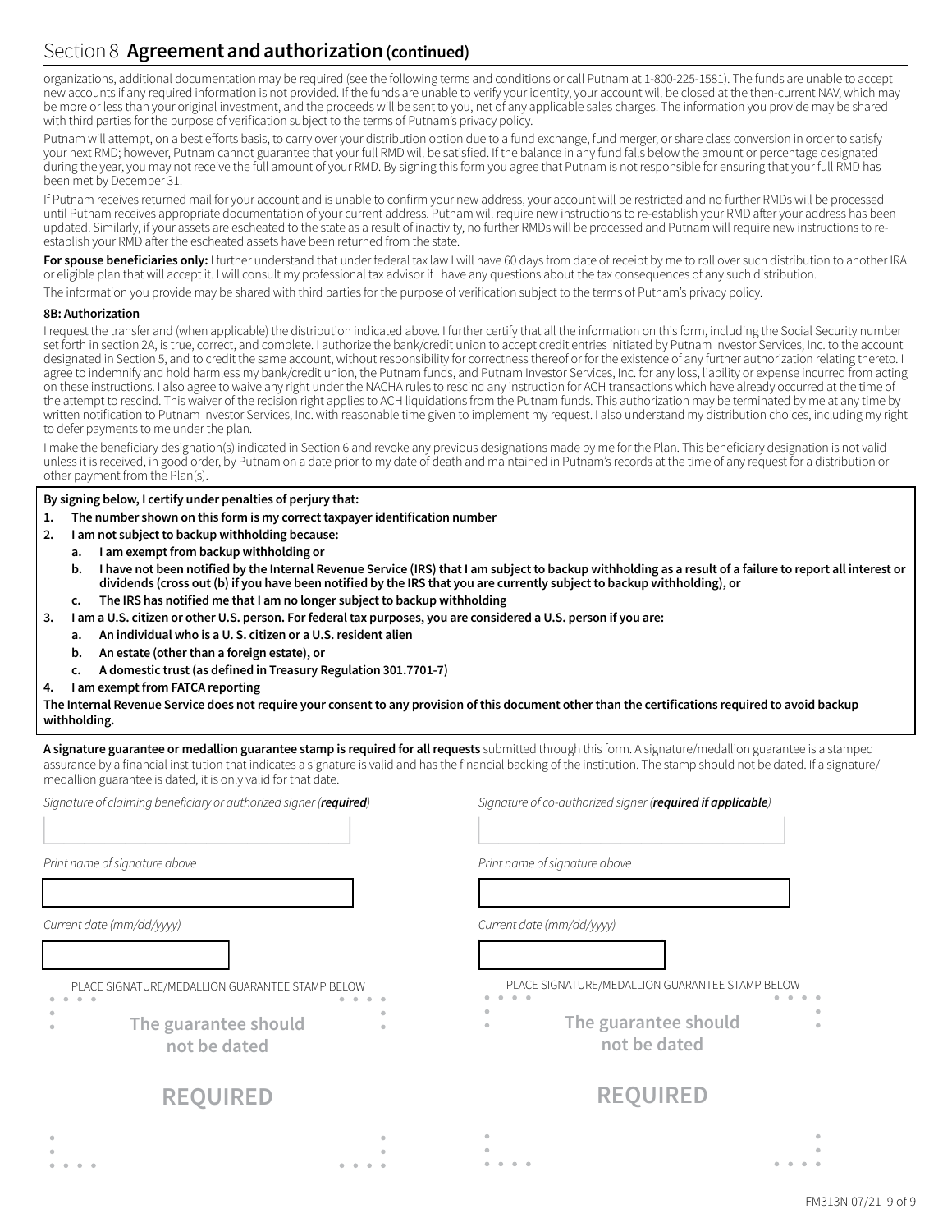## Section 8 **Agreement and authorization (continued)**

organizations, additional documentation may be required (see the following terms and conditions or call Putnam at 1-800-225-1581). The funds are unable to accept new accounts if any required information is not provided. If the funds are unable to verify your identity, your account will be closed at the then-current NAV, which may be more or less than your original investment, and the proceeds will be sent to you, net of any applicable sales charges. The information you provide may be shared with third parties for the purpose of verification subject to the terms of Putnam's privacy policy.

Putnam will attempt, on a best efforts basis, to carry over your distribution option due to a fund exchange, fund merger, or share class conversion in order to satisfy your next RMD; however, Putnam cannot guarantee that your full RMD will be satisfied. If the balance in any fund falls below the amount or percentage designated during the year, you may not receive the full amount of your RMD. By signing this form you agree that Putnam is not responsible for ensuring that your full RMD has been met by December 31.

If Putnam receives returned mail for your account and is unable to confirm your new address, your account will be restricted and no further RMDs will be processed until Putnam receives appropriate documentation of your current address. Putnam will require new instructions to re-establish your RMD after your address has been updated. Similarly, if your assets are escheated to the state as a result of inactivity, no further RMDs will be processed and Putnam will require new instructions to re-establish your RMD after the escheated assets have been returned from the state.

**For spouse beneficiaries only:** I further understand that under federal tax law I will have 60 days from date of receipt by me to roll over such distribution to another IRA or eligible plan that will accept it. I will consult my professional tax advisor if I have any questions about the tax consequences of any such distribution.

The information you provide may be shared with third parties for the purpose of verification subject to the terms of Putnam's privacy policy.

### 8B: Authorization

I request the transfer and (when applicable) the distribution indicated above. I further certify that all the information on this form, including the Social Security number set forth in section 2A, is true, correct, and complete. I authorize the bank/credit union to accept credit entries initiated by Putnam Investor Services, Inc. to the account designated in Section 5, and to credit the same account, without responsibility for correctness thereof or for the existence of any further authorization relating thereto. I agree to indemnify and hold harmless my bank/credit union, the Putnam funds, and Putnam Investor Services, Inc. for any loss, liability or expense incurred from acting on these instructions. I also agree to waive any right under the NACHA rules to rescind any instruction for ACH transactions which have already occurred at the time of the attempt to rescind. This waiver of the recision right applies to ACH liquidations from the Putnam funds. This authorization may be terminated by me at any time by written notification to Putnam Investor Services, Inc. with reasonable time given to implement my request. I also understand my distribution choices, including my right to defer payments to me under the plan.

I make the beneficiary designation(s) indicated in Section 6 and revoke any previous designations made by me for the Plan. This beneficiary designation is not valid unless it is received, in good order, by Putnam on a date prior to my date of death and maintained in Putnam's records at the time of any request for a distribution or other payment from the Plan(s).

**By signing below, I certify under penalties of perjury that:**

1. **The number shown on this form is my correct taxpayer identification number**
2. **I am not subject to backup withholding because:**
   a. **I am exempt from backup withholding or**
   b. **I have not been notified by the Internal Revenue Service (IRS) that I am subject to backup withholding as a result of a failure to report all interest or dividends (cross out (b) if you have been notified by the IRS that you are currently subject to backup withholding), or**
   c. **The IRS has notified me that I am no longer subject to backup withholding**
3. **I am a U.S. citizen or other U.S. person. For federal tax purposes, you are considered a U.S. person if you are:**
   a. **An individual who is a U. S. citizen or a U.S. resident alien**
   b. **An estate (other than a foreign estate), or**
   c. **A domestic trust (as defined in Treasury Regulation 301.7701-7)**
4. **I am exempt from FATCA reporting**

**The Internal Revenue Service does not require your consent to any provision of this document other than the certifications required to avoid backup withholding.**

**A signature guarantee or medallion guarantee stamp is required for all requests** submitted through this form. A signature/medallion guarantee is a stamped assurance by a financial institution that indicates a signature is valid and has the financial backing of the institution. The stamp should not be dated. If a signature/medallion guarantee is dated, it is only valid for that date.

*Signature of claiming beneficiary or authorized signer (**required**)*

*Print name of signature above*

*Current date (mm/dd/yyyy)*

PLACE SIGNATURE/MEDALLION GUARANTEE STAMP BELOW

The guarantee should not be dated

REQUIRED

*Signature of co-authorized signer (**required if applicable**)*

*Print name of signature above*

*Current date (mm/dd/yyyy)*

PLACE SIGNATURE/MEDALLION GUARANTEE STAMP BELOW

The guarantee should not be dated

REQUIRED

FM313N 07/21